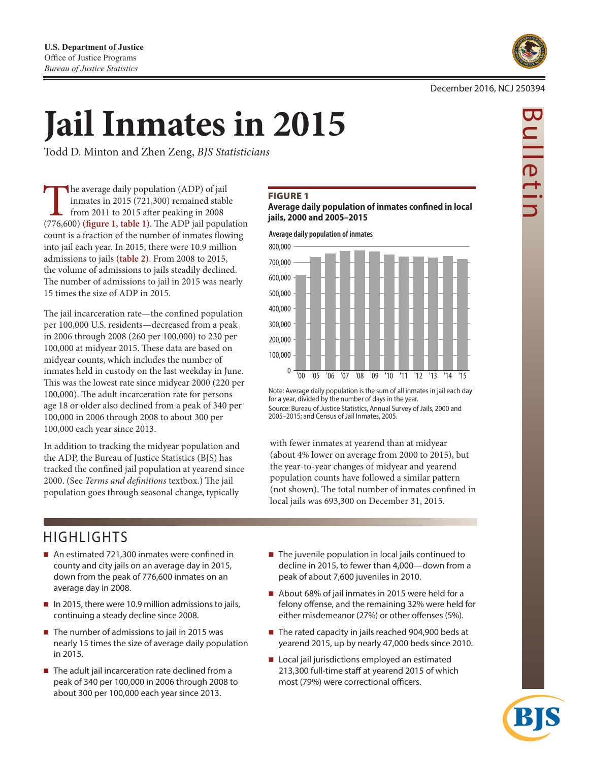U.S. Department of Justice
Office of Justice Programs
*Bureau of Justice Statistics*

December 2016, NCJ 250394

Bulletin

# Jail Inmates in 2015

Todd D. Minton and Zhen Zeng, *BJS Statisticians*

The average daily population (ADP) of jail inmates in 2015 (721,300) remained stable from 2011 to 2015 after peaking in 2008 (776,600) **(figure 1, table 1)**. The ADP jail population count is a fraction of the number of inmates flowing into jail each year. In 2015, there were 10.9 million admissions to jails **(table 2)**. From 2008 to 2015, the volume of admissions to jails steadily declined. The number of admissions to jail in 2015 was nearly 15 times the size of ADP in 2015.

The jail incarceration rate—the confined population per 100,000 U.S. residents—decreased from a peak in 2006 through 2008 (260 per 100,000) to 230 per 100,000 at midyear 2015. These data are based on midyear counts, which includes the number of inmates held in custody on the last weekday in June. This was the lowest rate since midyear 2000 (220 per 100,000). The adult incarceration rate for persons age 18 or older also declined from a peak of 340 per 100,000 in 2006 through 2008 to about 300 per 100,000 each year since 2013.

In addition to tracking the midyear population and the ADP, the Bureau of Justice Statistics (BJS) has tracked the confined jail population at yearend since 2000. (See *Terms and definitions* textbox.) The jail population goes through seasonal change, typically with fewer inmates at yearend than at midyear (about 4% lower on average from 2000 to 2015), but the year-to-year changes of midyear and yearend population counts have followed a similar pattern (not shown). The total number of inmates confined in local jails was 693,300 on December 31, 2015.

**FIGURE 1**
**Average daily population of inmates confined in local jails, 2000 and 2005–2015**

Average daily population of inmates

Note: Average daily population is the sum of all inmates in jail each day for a year, divided by the number of days in the year.
Source: Bureau of Justice Statistics, Annual Survey of Jails, 2000 and 2005–2015; and Census of Jail Inmates, 2005.

## HIGHLIGHTS

- An estimated 721,300 inmates were confined in county and city jails on an average day in 2015, down from the peak of 776,600 inmates on an average day in 2008.
- In 2015, there were 10.9 million admissions to jails, continuing a steady decline since 2008.
- The number of admissions to jail in 2015 was nearly 15 times the size of average daily population in 2015.
- The adult jail incarceration rate declined from a peak of 340 per 100,000 in 2006 through 2008 to about 300 per 100,000 each year since 2013.
- The juvenile population in local jails continued to decline in 2015, to fewer than 4,000—down from a peak of about 7,600 juveniles in 2010.
- About 68% of jail inmates in 2015 were held for a felony offense, and the remaining 32% were held for either misdemeanor (27%) or other offenses (5%).
- The rated capacity in jails reached 904,900 beds at yearend 2015, up by nearly 47,000 beds since 2010.
- Local jail jurisdictions employed an estimated 213,300 full-time staff at yearend 2015 of which most (79%) were correctional officers.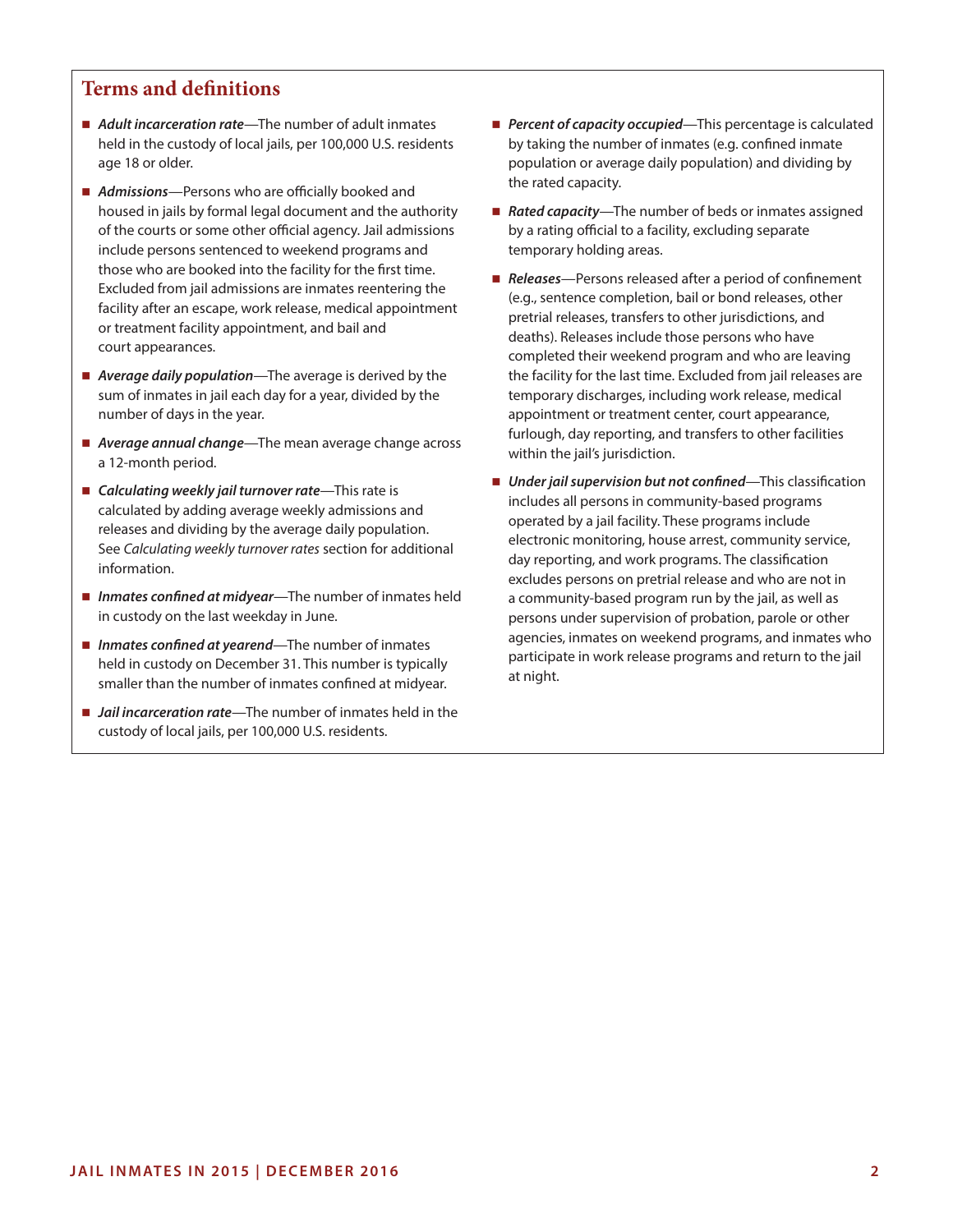## Terms and definitions

- ***Adult incarceration rate***—The number of adult inmates held in the custody of local jails, per 100,000 U.S. residents age 18 or older.
- ***Admissions***—Persons who are officially booked and housed in jails by formal legal document and the authority of the courts or some other official agency. Jail admissions include persons sentenced to weekend programs and those who are booked into the facility for the first time. Excluded from jail admissions are inmates reentering the facility after an escape, work release, medical appointment or treatment facility appointment, and bail and court appearances.
- ***Average daily population***—The average is derived by the sum of inmates in jail each day for a year, divided by the number of days in the year.
- ***Average annual change***—The mean average change across a 12-month period.
- ***Calculating weekly jail turnover rate***—This rate is calculated by adding average weekly admissions and releases and dividing by the average daily population. See *Calculating weekly turnover rates* section for additional information.
- ***Inmates confined at midyear***—The number of inmates held in custody on the last weekday in June.
- ***Inmates confined at yearend***—The number of inmates held in custody on December 31. This number is typically smaller than the number of inmates confined at midyear.
- ***Jail incarceration rate***—The number of inmates held in the custody of local jails, per 100,000 U.S. residents.
- ***Percent of capacity occupied***—This percentage is calculated by taking the number of inmates (e.g. confined inmate population or average daily population) and dividing by the rated capacity.
- ***Rated capacity***—The number of beds or inmates assigned by a rating official to a facility, excluding separate temporary holding areas.
- ***Releases***—Persons released after a period of confinement (e.g., sentence completion, bail or bond releases, other pretrial releases, transfers to other jurisdictions, and deaths). Releases include those persons who have completed their weekend program and who are leaving the facility for the last time. Excluded from jail releases are temporary discharges, including work release, medical appointment or treatment center, court appearance, furlough, day reporting, and transfers to other facilities within the jail's jurisdiction.
- ***Under jail supervision but not confined***—This classification includes all persons in community-based programs operated by a jail facility. These programs include electronic monitoring, house arrest, community service, day reporting, and work programs. The classification excludes persons on pretrial release and who are not in a community-based program run by the jail, as well as persons under supervision of probation, parole or other agencies, inmates on weekend programs, and inmates who participate in work release programs and return to the jail at night.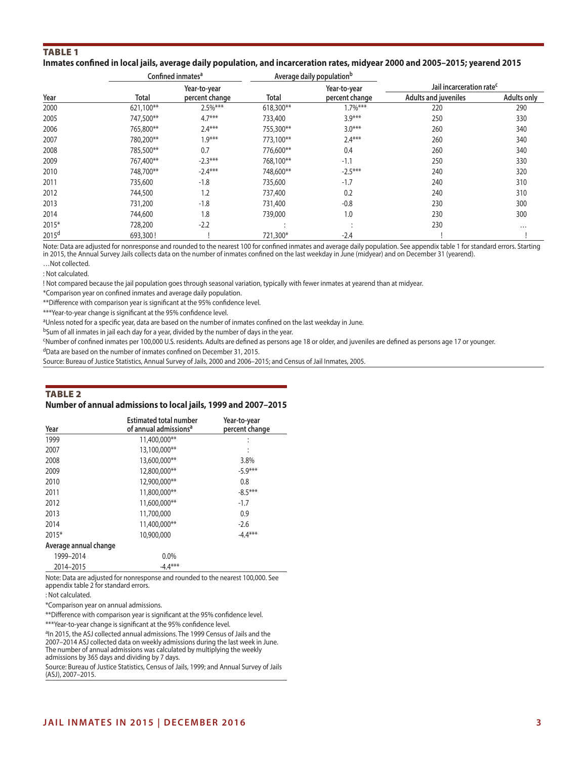## TABLE 1

**Inmates confined in local jails, average daily population, and incarceration rates, midyear 2000 and 2005–2015; yearend 2015**

| | Confined inmates[a] | | Average daily population[b] | | Jail incarceration rate[c] | |
|---|---|---|---|---|---|---|
| Year | Total | Year-to-year percent change | Total | Year-to-year percent change | Adults and juveniles | Adults only |
| 2000 | 621,100** | 2.5%*** | 618,300** | 1.7%*** | 220 | 290 |
| 2005 | 747,500** | 4.7*** | 733,400 | 3.9*** | 250 | 330 |
| 2006 | 765,800** | 2.4*** | 755,300** | 3.0*** | 260 | 340 |
| 2007 | 780,200** | 1.9*** | 773,100** | 2.4*** | 260 | 340 |
| 2008 | 785,500** | 0.7 | 776,600** | 0.4 | 260 | 340 |
| 2009 | 767,400** | -2.3*** | 768,100** | -1.1 | 250 | 330 |
| 2010 | 748,700** | -2.4*** | 748,600** | -2.5*** | 240 | 320 |
| 2011 | 735,600 | -1.8 | 735,600 | -1.7 | 240 | 310 |
| 2012 | 744,500 | 1.2 | 737,400 | 0.2 | 240 | 310 |
| 2013 | 731,200 | -1.8 | 731,400 | -0.8 | 230 | 300 |
| 2014 | 744,600 | 1.8 | 739,000 | 1.0 | 230 | 300 |
| 2015* | 728,200 | -2.2 | : | : | 230 | … |
| 2015[d] | 693,300 ! | ! | 721,300* | -2.4 | ! | ! |

Note: Data are adjusted for nonresponse and rounded to the nearest 100 for confined inmates and average daily population. See appendix table 1 for standard errors. Starting in 2015, the Annual Survey Jails collects data on the number of inmates confined on the last weekday in June (midyear) and on December 31 (yearend).

…Not collected.

: Not calculated.

! Not compared because the jail population goes through seasonal variation, typically with fewer inmates at yearend than at midyear.

*Comparison year on confined inmates and average daily population.

**Difference with comparison year is significant at the 95% confidence level.

***Year-to-year change is significant at the 95% confidence level.

[a]Unless noted for a specific year, data are based on the number of inmates confined on the last weekday in June.

[b]Sum of all inmates in jail each day for a year, divided by the number of days in the year.

[c]Number of confined inmates per 100,000 U.S. residents. Adults are defined as persons age 18 or older, and juveniles are defined as persons age 17 or younger.

[d]Data are based on the number of inmates confined on December 31, 2015.

Source: Bureau of Justice Statistics, Annual Survey of Jails, 2000 and 2006–2015; and Census of Jail Inmates, 2005.

## TABLE 2

**Number of annual admissions to local jails, 1999 and 2007–2015**

| Year | Estimated total number of annual admissions[a] | Year-to-year percent change |
|---|---|---|
| 1999 | 11,400,000** | : |
| 2007 | 13,100,000** | : |
| 2008 | 13,600,000** | 3.8% |
| 2009 | 12,800,000** | -5.9*** |
| 2010 | 12,900,000** | 0.8 |
| 2011 | 11,800,000** | -8.5*** |
| 2012 | 11,600,000** | -1.7 |
| 2013 | 11,700,000 | 0.9 |
| 2014 | 11,400,000** | -2.6 |
| 2015* | 10,900,000 | -4.4*** |
| **Average annual change** | | |
| 1999–2014 | 0.0% | |
| 2014–2015 | -4.4*** | |

Note: Data are adjusted for nonresponse and rounded to the nearest 100,000. See appendix table 2 for standard errors.

: Not calculated.

*Comparison year on annual admissions.

**Difference with comparison year is significant at the 95% confidence level.

***Year-to-year change is significant at the 95% confidence level.

[a]In 2015, the ASJ collected annual admissions. The 1999 Census of Jails and the 2007–2014 ASJ collected data on weekly admissions during the last week in June. The number of annual admissions was calculated by multiplying the weekly admissions by 365 days and dividing by 7 days.

Source: Bureau of Justice Statistics, Census of Jails, 1999; and Annual Survey of Jails (ASJ), 2007–2015.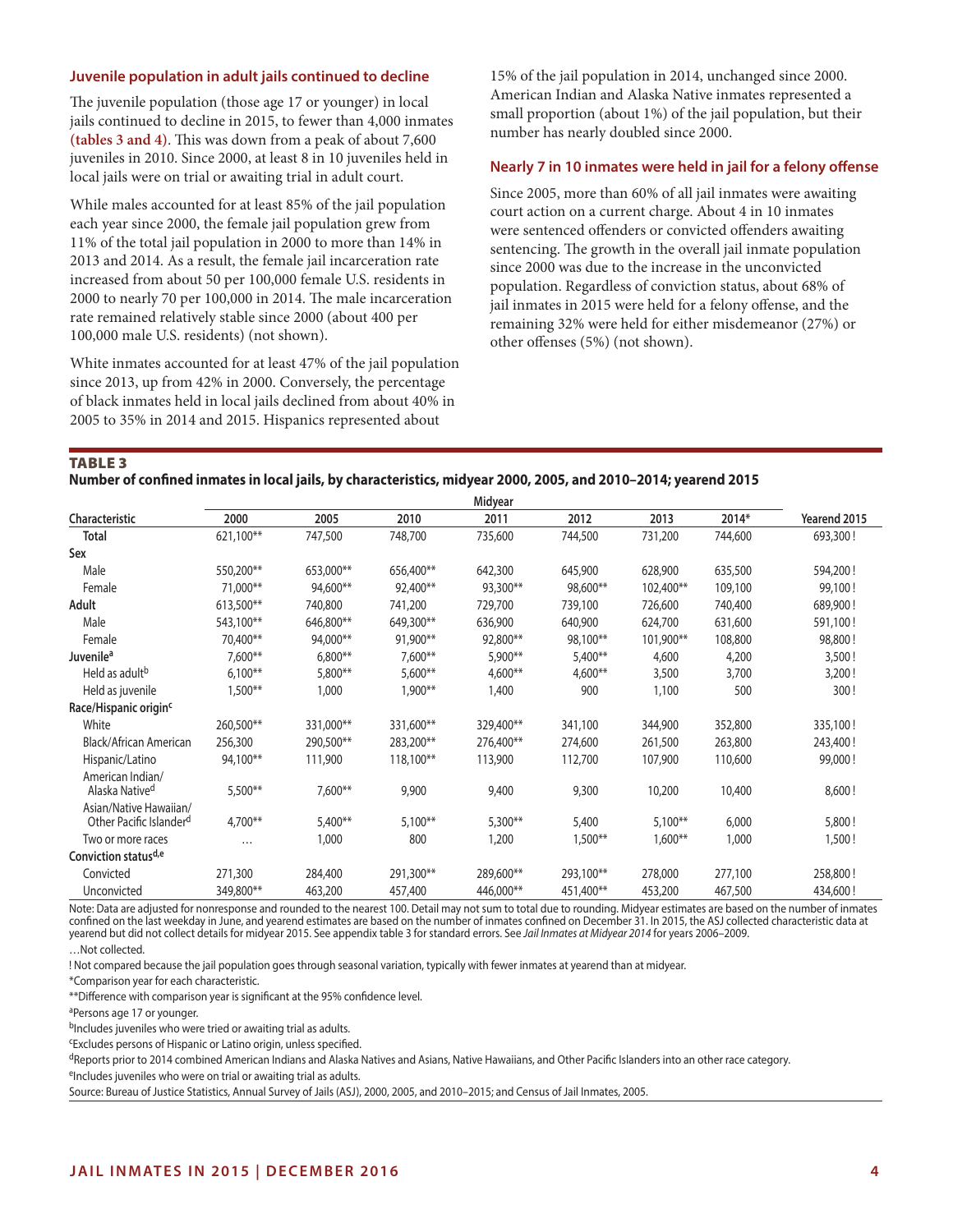### Juvenile population in adult jails continued to decline

The juvenile population (those age 17 or younger) in local jails continued to decline in 2015, to fewer than 4,000 inmates **(tables 3 and 4)**. This was down from a peak of about 7,600 juveniles in 2010. Since 2000, at least 8 in 10 juveniles held in local jails were on trial or awaiting trial in adult court.

While males accounted for at least 85% of the jail population each year since 2000, the female jail population grew from 11% of the total jail population in 2000 to more than 14% in 2013 and 2014. As a result, the female jail incarceration rate increased from about 50 per 100,000 female U.S. residents in 2000 to nearly 70 per 100,000 in 2014. The male incarceration rate remained relatively stable since 2000 (about 400 per 100,000 male U.S. residents) (not shown).

White inmates accounted for at least 47% of the jail population since 2013, up from 42% in 2000. Conversely, the percentage of black inmates held in local jails declined from about 40% in 2005 to 35% in 2014 and 2015. Hispanics represented about 15% of the jail population in 2014, unchanged since 2000. American Indian and Alaska Native inmates represented a small proportion (about 1%) of the jail population, but their number has nearly doubled since 2000.

### Nearly 7 in 10 inmates were held in jail for a felony offense

Since 2005, more than 60% of all jail inmates were awaiting court action on a current charge. About 4 in 10 inmates were sentenced offenders or convicted offenders awaiting sentencing. The growth in the overall jail inmate population since 2000 was due to the increase in the unconvicted population. Regardless of conviction status, about 68% of jail inmates in 2015 were held for a felony offense, and the remaining 32% were held for either misdemeanor (27%) or other offenses (5%) (not shown).

**TABLE 3**

**Number of confined inmates in local jails, by characteristics, midyear 2000, 2005, and 2010–2014; yearend 2015**

| Characteristic | Midyear | | | | | | | |
|---|---|---|---|---|---|---|---|---|
| | 2000 | 2005 | 2010 | 2011 | 2012 | 2013 | 2014* | Yearend 2015 |
| **Total** | 621,100** | 747,500 | 748,700 | 735,600 | 744,500 | 731,200 | 744,600 | 693,300 ! |
| **Sex** | | | | | | | | |
| Male | 550,200** | 653,000** | 656,400** | 642,300 | 645,900 | 628,900 | 635,500 | 594,200 ! |
| Female | 71,000** | 94,600** | 92,400** | 93,300** | 98,600** | 102,400** | 109,100 | 99,100 ! |
| **Adult** | 613,500** | 740,800 | 741,200 | 729,700 | 739,100 | 726,600 | 740,400 | 689,900 ! |
| Male | 543,100** | 646,800** | 649,300** | 636,900 | 640,900 | 624,700 | 631,600 | 591,100 ! |
| Female | 70,400** | 94,000** | 91,900** | 92,800** | 98,100** | 101,900** | 108,800 | 98,800 ! |
| **Juvenile[a]** | 7,600** | 6,800** | 7,600** | 5,900** | 5,400** | 4,600 | 4,200 | 3,500 ! |
| Held as adult[b] | 6,100** | 5,800** | 5,600** | 4,600** | 4,600** | 3,500 | 3,700 | 3,200 ! |
| Held as juvenile | 1,500** | 1,000 | 1,900** | 1,400 | 900 | 1,100 | 500 | 300 ! |
| **Race/Hispanic origin[c]** | | | | | | | | |
| White | 260,500** | 331,000** | 331,600** | 329,400** | 341,100 | 344,900 | 352,800 | 335,100 ! |
| Black/African American | 256,300 | 290,500** | 283,200** | 276,400** | 274,600 | 261,500 | 263,800 | 243,400 ! |
| Hispanic/Latino | 94,100** | 111,900 | 118,100** | 113,900 | 112,700 | 107,900 | 110,600 | 99,000 ! |
| American Indian/ Alaska Native[d] | 5,500** | 7,600** | 9,900 | 9,400 | 9,300 | 10,200 | 10,400 | 8,600 ! |
| Asian/Native Hawaiian/ Other Pacific Islander[d] | 4,700** | 5,400** | 5,100** | 5,300** | 5,400 | 5,100** | 6,000 | 5,800 ! |
| Two or more races | … | 1,000 | 800 | 1,200 | 1,500** | 1,600** | 1,000 | 1,500 ! |
| **Conviction status[d,e]** | | | | | | | | |
| Convicted | 271,300 | 284,400 | 291,300** | 289,600** | 293,100** | 278,000 | 277,100 | 258,800 ! |
| Unconvicted | 349,800** | 463,200 | 457,400 | 446,000** | 451,400** | 453,200 | 467,500 | 434,600 ! |

Note: Data are adjusted for nonresponse and rounded to the nearest 100. Detail may not sum to total due to rounding. Midyear estimates are based on the number of inmates confined on the last weekday in June, and yearend estimates are based on the number of inmates confined on December 31. In 2015, the ASJ collected characteristic data at yearend but did not collect details for midyear 2015. See appendix table 3 for standard errors. See *Jail Inmates at Midyear 2014* for years 2006–2009.

…Not collected.

! Not compared because the jail population goes through seasonal variation, typically with fewer inmates at yearend than at midyear.

*Comparison year for each characteristic.

**Difference with comparison year is significant at the 95% confidence level.

[a]Persons age 17 or younger.

[b]Includes juveniles who were tried or awaiting trial as adults.

[c]Excludes persons of Hispanic or Latino origin, unless specified.

[d]Reports prior to 2014 combined American Indians and Alaska Natives and Asians, Native Hawaiians, and Other Pacific Islanders into an other race category.

[e]Includes juveniles who were on trial or awaiting trial as adults.

Source: Bureau of Justice Statistics, Annual Survey of Jails (ASJ), 2000, 2005, and 2010–2015; and Census of Jail Inmates, 2005.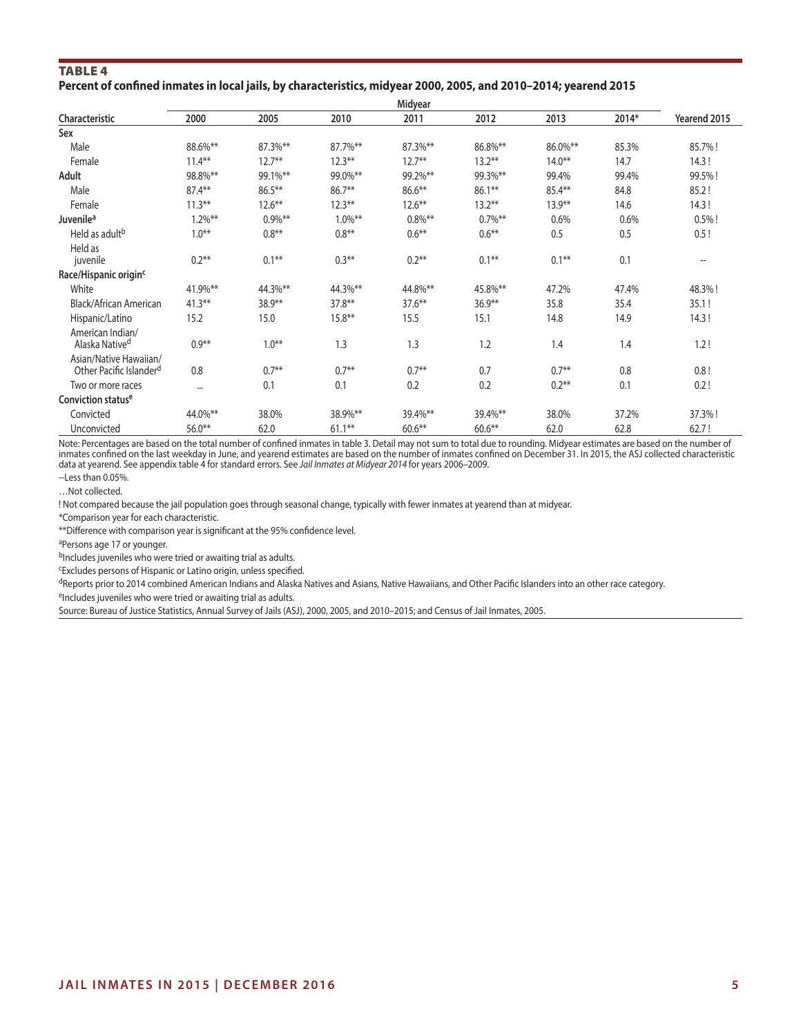**TABLE 4**

**Percent of confined inmates in local jails, by characteristics, midyear 2000, 2005, and 2010–2014; yearend 2015**

| Characteristic | Midyear 2000 | 2005 | 2010 | 2011 | 2012 | 2013 | 2014* | Yearend 2015 |
|---|---|---|---|---|---|---|---|---|
| **Sex** | | | | | | | | |
| Male | 88.6%** | 87.3%** | 87.7%** | 87.3%** | 86.8%** | 86.0%** | 85.3% | 85.7% ! |
| Female | 11.4** | 12.7** | 12.3** | 12.7** | 13.2** | 14.0** | 14.7 | 14.3 ! |
| **Adult** | 98.8%** | 99.1%** | 99.0%** | 99.2%** | 99.3%** | 99.4% | 99.4% | 99.5% ! |
| Male | 87.4** | 86.5** | 86.7** | 86.6** | 86.1** | 85.4** | 84.8 | 85.2 ! |
| Female | 11.3** | 12.6** | 12.3** | 12.6** | 13.2** | 13.9** | 14.6 | 14.3 ! |
| **Juvenile**[a] | 1.2%** | 0.9%** | 1.0%** | 0.8%** | 0.7%** | 0.6% | 0.6% | 0.5% ! |
| Held as adult[b] | 1.0** | 0.8** | 0.8** | 0.6** | 0.6** | 0.5 | 0.5 | 0.5 ! |
| Held as juvenile | 0.2** | 0.1** | 0.3** | 0.2** | 0.1** | 0.1** | 0.1 | -- |
| **Race/Hispanic origin**[c] | | | | | | | | |
| White | 41.9%** | 44.3%** | 44.3%** | 44.8%** | 45.8%** | 47.2% | 47.4% | 48.3% ! |
| Black/African American | 41.3** | 38.9** | 37.8** | 37.6** | 36.9** | 35.8 | 35.4 | 35.1 ! |
| Hispanic/Latino | 15.2 | 15.0 | 15.8** | 15.5 | 15.1 | 14.8 | 14.9 | 14.3 ! |
| American Indian/ Alaska Native[d] | 0.9** | 1.0** | 1.3 | 1.3 | 1.2 | 1.4 | 1.4 | 1.2 ! |
| Asian/Native Hawaiian/ Other Pacific Islander[d] | 0.8 | 0.7** | 0.7** | 0.7** | 0.7 | 0.7** | 0.8 | 0.8 ! |
| Two or more races | ... | 0.1 | 0.1 | 0.2 | 0.2 | 0.2** | 0.1 | 0.2 ! |
| **Conviction status**[e] | | | | | | | | |
| Convicted | 44.0%** | 38.0% | 38.9%** | 39.4%** | 39.4%** | 38.0% | 37.2% | 37.3% ! |
| Unconvicted | 56.0** | 62.0 | 61.1** | 60.6** | 60.6** | 62.0 | 62.8 | 62.7 ! |

Note: Percentages are based on the total number of confined inmates in table 3. Detail may not sum to total due to rounding. Midyear estimates are based on the number of inmates confined on the last weekday in June, and yearend estimates are based on the number of inmates confined on December 31. In 2015, the ASJ collected characteristic data at yearend. See appendix table 4 for standard errors. See *Jail Inmates at Midyear 2014* for years 2006–2009.

--Less than 0.05%.

…Not collected.

! Not compared because the jail population goes through seasonal change, typically with fewer inmates at yearend than at midyear.

*Comparison year for each characteristic.

**Difference with comparison year is significant at the 95% confidence level.

[a]Persons age 17 or younger.

[b]Includes juveniles who were tried or awaiting trial as adults.

[c]Excludes persons of Hispanic or Latino origin, unless specified.

[d]Reports prior to 2014 combined American Indians and Alaska Natives and Asians, Native Hawaiians, and Other Pacific Islanders into an other race category.

[e]Includes juveniles who were tried or awaiting trial as adults.

Source: Bureau of Justice Statistics, Annual Survey of Jails (ASJ), 2000, 2005, and 2010–2015; and Census of Jail Inmates, 2005.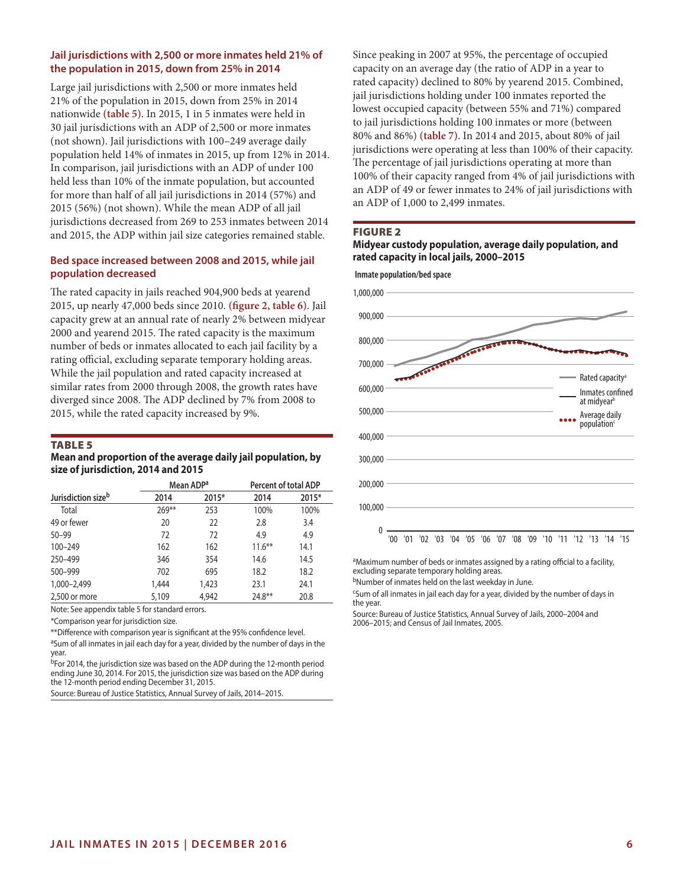### Jail jurisdictions with 2,500 or more inmates held 21% of the population in 2015, down from 25% in 2014

Large jail jurisdictions with 2,500 or more inmates held 21% of the population in 2015, down from 25% in 2014 nationwide **(table 5)**. In 2015, 1 in 5 inmates were held in 30 jail jurisdictions with an ADP of 2,500 or more inmates (not shown). Jail jurisdictions with 100–249 average daily population held 14% of inmates in 2015, up from 12% in 2014. In comparison, jail jurisdictions with an ADP of under 100 held less than 10% of the inmate population, but accounted for more than half of all jail jurisdictions in 2014 (57%) and 2015 (56%) (not shown). While the mean ADP of all jail jurisdictions decreased from 269 to 253 inmates between 2014 and 2015, the ADP within jail size categories remained stable.

### Bed space increased between 2008 and 2015, while jail population decreased

The rated capacity in jails reached 904,900 beds at yearend 2015, up nearly 47,000 beds since 2010. **(figure 2, table 6)**. Jail capacity grew at an annual rate of nearly 2% between midyear 2000 and yearend 2015. The rated capacity is the maximum number of beds or inmates allocated to each jail facility by a rating official, excluding separate temporary holding areas. While the jail population and rated capacity increased at similar rates from 2000 through 2008, the growth rates have diverged since 2008. The ADP declined by 7% from 2008 to 2015, while the rated capacity increased by 9%.

**TABLE 5**
**Mean and proportion of the average daily jail population, by size of jurisdiction, 2014 and 2015**

| Jurisdiction size[b] | Mean ADP[a] | | Percent of total ADP | |
|---|---|---|---|---|
| | 2014 | 2015* | 2014 | 2015* |
| Total | 269** | 253 | 100% | 100% |
| 49 or fewer | 20 | 22 | 2.8 | 3.4 |
| 50–99 | 72 | 72 | 4.9 | 4.9 |
| 100–249 | 162 | 162 | 11.6** | 14.1 |
| 250–499 | 346 | 354 | 14.6 | 14.5 |
| 500–999 | 702 | 695 | 18.2 | 18.2 |
| 1,000–2,499 | 1,444 | 1,423 | 23.1 | 24.1 |
| 2,500 or more | 5,109 | 4,942 | 24.8** | 20.8 |

Note: See appendix table 5 for standard errors.

*Comparison year for jurisdiction size.

**Difference with comparison year is significant at the 95% confidence level.

[a]Sum of all inmates in jail each day for a year, divided by the number of days in the year.

[b]For 2014, the jurisdiction size was based on the ADP during the 12-month period ending June 30, 2014. For 2015, the jurisdiction size was based on the ADP during the 12-month period ending December 31, 2015.

Source: Bureau of Justice Statistics, Annual Survey of Jails, 2014–2015.

Since peaking in 2007 at 95%, the percentage of occupied capacity on an average day (the ratio of ADP in a year to rated capacity) declined to 80% by yearend 2015. Combined, jail jurisdictions holding under 100 inmates reported the lowest occupied capacity (between 55% and 71%) compared to jail jurisdictions holding 100 inmates or more (between 80% and 86%) **(table 7)**. In 2014 and 2015, about 80% of jail jurisdictions were operating at less than 100% of their capacity. The percentage of jail jurisdictions operating at more than 100% of their capacity ranged from 4% of jail jurisdictions with an ADP of 49 or fewer inmates to 24% of jail jurisdictions with an ADP of 1,000 to 2,499 inmates.

**FIGURE 2**
**Midyear custody population, average daily population, and rated capacity in local jails, 2000–2015**

Inmate population/bed space

Legend: Rated capacity[a]; Inmates confined at midyear[b]; Average daily population[c]

Y-axis: 0 to 1,000,000; X-axis: '00 to '15

[a]Maximum number of beds or inmates assigned by a rating official to a facility, excluding separate temporary holding areas.

[b]Number of inmates held on the last weekday in June.

[c]Sum of all inmates in jail each day for a year, divided by the number of days in the year.

Source: Bureau of Justice Statistics, Annual Survey of Jails, 2000–2004 and 2006–2015; and Census of Jail Inmates, 2005.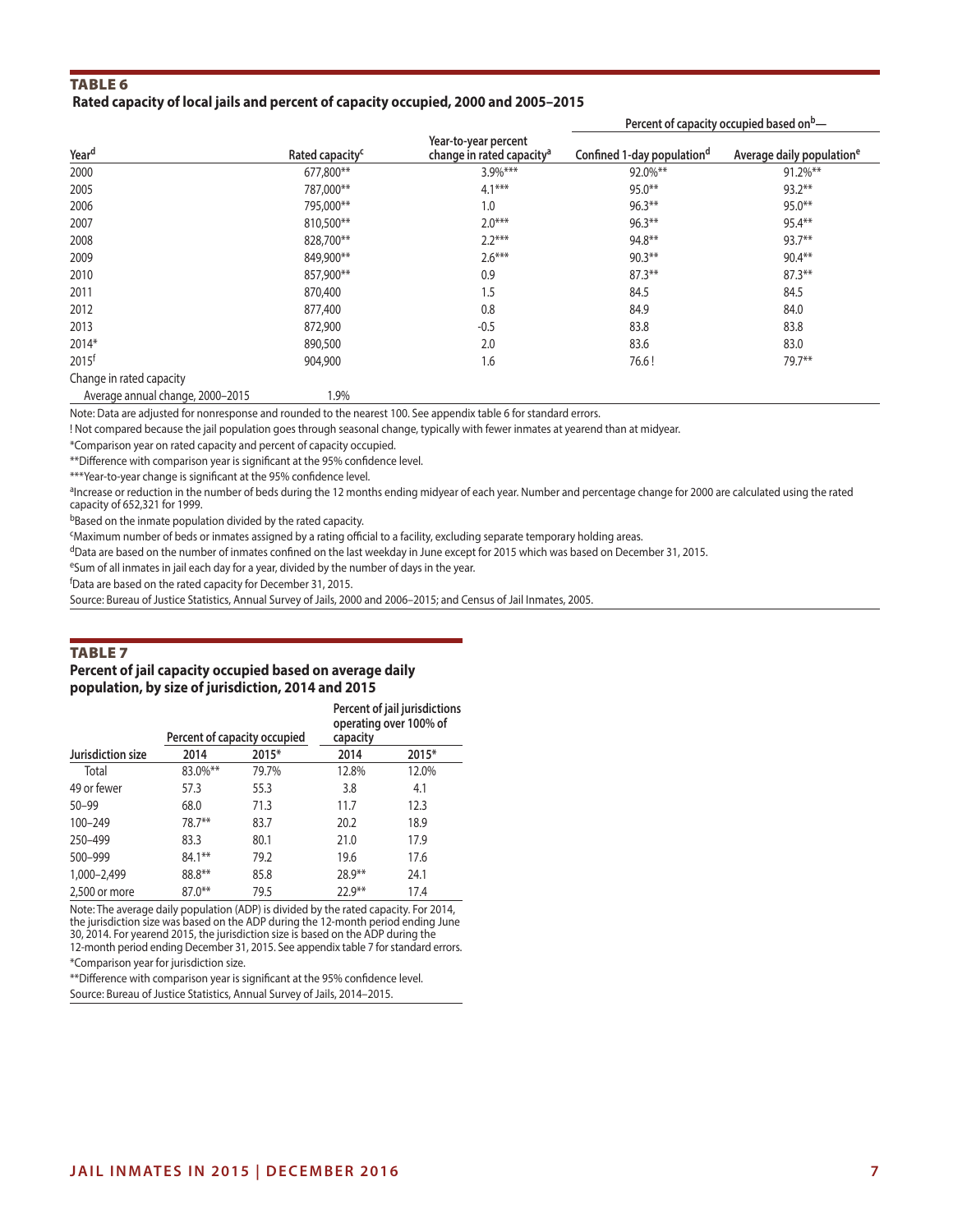## TABLE 6

**Rated capacity of local jails and percent of capacity occupied, 2000 and 2005–2015**

| Year[d] | Rated capacity[c] | Year-to-year percent change in rated capacity[a] | Percent of capacity occupied based on[b]— Confined 1-day population[d] | Average daily population[e] |
|---|---|---|---|---|
| 2000 | 677,800** | 3.9%*** | 92.0%** | 91.2%** |
| 2005 | 787,000** | 4.1*** | 95.0** | 93.2** |
| 2006 | 795,000** | 1.0 | 96.3** | 95.0** |
| 2007 | 810,500** | 2.0*** | 96.3** | 95.4** |
| 2008 | 828,700** | 2.2*** | 94.8** | 93.7** |
| 2009 | 849,900** | 2.6*** | 90.3** | 90.4** |
| 2010 | 857,900** | 0.9 | 87.3** | 87.3** |
| 2011 | 870,400 | 1.5 | 84.5 | 84.5 |
| 2012 | 877,400 | 0.8 | 84.9 | 84.0 |
| 2013 | 872,900 | -0.5 | 83.8 | 83.8 |
| 2014* | 890,500 | 2.0 | 83.6 | 83.0 |
| 2015[f] | 904,900 | 1.6 | 76.6 ! | 79.7** |
| Change in rated capacity | | | | |
| Average annual change, 2000–2015 | 1.9% | | | |

Note: Data are adjusted for nonresponse and rounded to the nearest 100. See appendix table 6 for standard errors.

! Not compared because the jail population goes through seasonal change, typically with fewer inmates at yearend than at midyear.

*Comparison year on rated capacity and percent of capacity occupied.

**Difference with comparison year is significant at the 95% confidence level.

***Year-to-year change is significant at the 95% confidence level.

[a]Increase or reduction in the number of beds during the 12 months ending midyear of each year. Number and percentage change for 2000 are calculated using the rated capacity of 652,321 for 1999.

[b]Based on the inmate population divided by the rated capacity.

[c]Maximum number of beds or inmates assigned by a rating official to a facility, excluding separate temporary holding areas.

[d]Data are based on the number of inmates confined on the last weekday in June except for 2015 which was based on December 31, 2015.

[e]Sum of all inmates in jail each day for a year, divided by the number of days in the year.

[f]Data are based on the rated capacity for December 31, 2015.

Source: Bureau of Justice Statistics, Annual Survey of Jails, 2000 and 2006–2015; and Census of Jail Inmates, 2005.

## TABLE 7

**Percent of jail capacity occupied based on average daily population, by size of jurisdiction, 2014 and 2015**

| Jurisdiction size | Percent of capacity occupied 2014 | 2015* | Percent of jail jurisdictions operating over 100% of capacity 2014 | 2015* |
|---|---|---|---|---|
| Total | 83.0%** | 79.7% | 12.8% | 12.0% |
| 49 or fewer | 57.3 | 55.3 | 3.8 | 4.1 |
| 50–99 | 68.0 | 71.3 | 11.7 | 12.3 |
| 100–249 | 78.7** | 83.7 | 20.2 | 18.9 |
| 250–499 | 83.3 | 80.1 | 21.0 | 17.9 |
| 500–999 | 84.1** | 79.2 | 19.6 | 17.6 |
| 1,000–2,499 | 88.8** | 85.8 | 28.9** | 24.1 |
| 2,500 or more | 87.0** | 79.5 | 22.9** | 17.4 |

Note: The average daily population (ADP) is divided by the rated capacity. For 2014, the jurisdiction size was based on the ADP during the 12-month period ending June 30, 2014. For yearend 2015, the jurisdiction size is based on the ADP during the 12-month period ending December 31, 2015. See appendix table 7 for standard errors.

*Comparison year for jurisdiction size.

**Difference with comparison year is significant at the 95% confidence level.

Source: Bureau of Justice Statistics, Annual Survey of Jails, 2014–2015.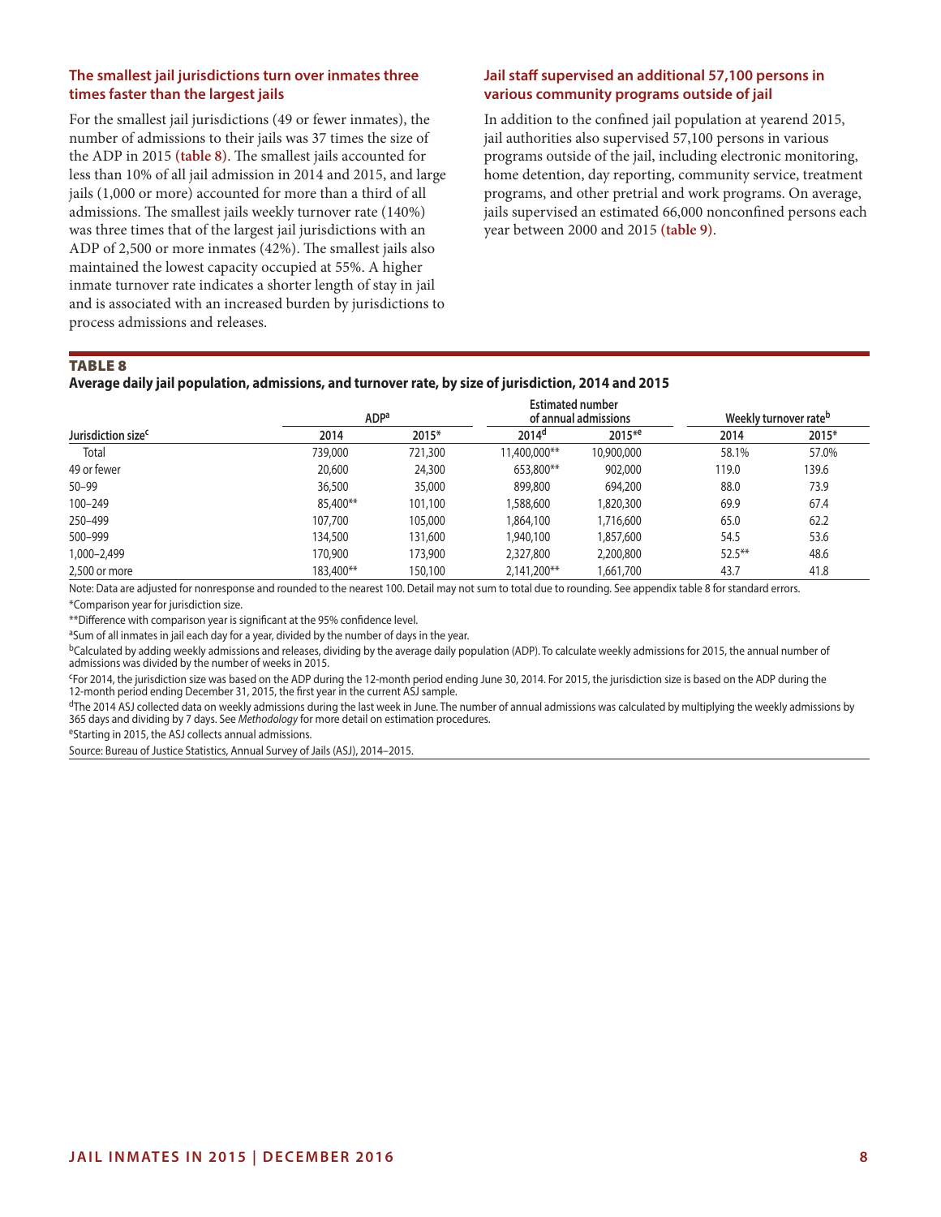### The smallest jail jurisdictions turn over inmates three times faster than the largest jails

For the smallest jail jurisdictions (49 or fewer inmates), the number of admissions to their jails was 37 times the size of the ADP in 2015 **(table 8)**. The smallest jails accounted for less than 10% of all jail admission in 2014 and 2015, and large jails (1,000 or more) accounted for more than a third of all admissions. The smallest jails weekly turnover rate (140%) was three times that of the largest jail jurisdictions with an ADP of 2,500 or more inmates (42%). The smallest jails also maintained the lowest capacity occupied at 55%. A higher inmate turnover rate indicates a shorter length of stay in jail and is associated with an increased burden by jurisdictions to process admissions and releases.

### Jail staff supervised an additional 57,100 persons in various community programs outside of jail

In addition to the confined jail population at yearend 2015, jail authorities also supervised 57,100 persons in various programs outside of the jail, including electronic monitoring, home detention, day reporting, community service, treatment programs, and other pretrial and work programs. On average, jails supervised an estimated 66,000 nonconfined persons each year between 2000 and 2015 **(table 9)**.

**TABLE 8**

**Average daily jail population, admissions, and turnover rate, by size of jurisdiction, 2014 and 2015**

| Jurisdiction size[c] | ADP[a] | | Estimated number of annual admissions | | Weekly turnover rate[b] | |
|---|---|---|---|---|---|---|
| | 2014 | 2015* | 2014[d] | 2015*[e] | 2014 | 2015* |
| Total | 739,000 | 721,300 | 11,400,000** | 10,900,000 | 58.1% | 57.0% |
| 49 or fewer | 20,600 | 24,300 | 653,800** | 902,000 | 119.0 | 139.6 |
| 50–99 | 36,500 | 35,000 | 899,800 | 694,200 | 88.0 | 73.9 |
| 100–249 | 85,400** | 101,100 | 1,588,600 | 1,820,300 | 69.9 | 67.4 |
| 250–499 | 107,700 | 105,000 | 1,864,100 | 1,716,600 | 65.0 | 62.2 |
| 500–999 | 134,500 | 131,600 | 1,940,100 | 1,857,600 | 54.5 | 53.6 |
| 1,000–2,499 | 170,900 | 173,900 | 2,327,800 | 2,200,800 | 52.5** | 48.6 |
| 2,500 or more | 183,400** | 150,100 | 2,141,200** | 1,661,700 | 43.7 | 41.8 |

Note: Data are adjusted for nonresponse and rounded to the nearest 100. Detail may not sum to total due to rounding. See appendix table 8 for standard errors.

*Comparison year for jurisdiction size.

**Difference with comparison year is significant at the 95% confidence level.

[a]Sum of all inmates in jail each day for a year, divided by the number of days in the year.

[b]Calculated by adding weekly admissions and releases, dividing by the average daily population (ADP). To calculate weekly admissions for 2015, the annual number of admissions was divided by the number of weeks in 2015.

[c]For 2014, the jurisdiction size was based on the ADP during the 12-month period ending June 30, 2014. For 2015, the jurisdiction size is based on the ADP during the 12-month period ending December 31, 2015, the first year in the current ASJ sample.

[d]The 2014 ASJ collected data on weekly admissions during the last week in June. The number of annual admissions was calculated by multiplying the weekly admissions by 365 days and dividing by 7 days. See *Methodology* for more detail on estimation procedures.

[e]Starting in 2015, the ASJ collects annual admissions.

Source: Bureau of Justice Statistics, Annual Survey of Jails (ASJ), 2014–2015.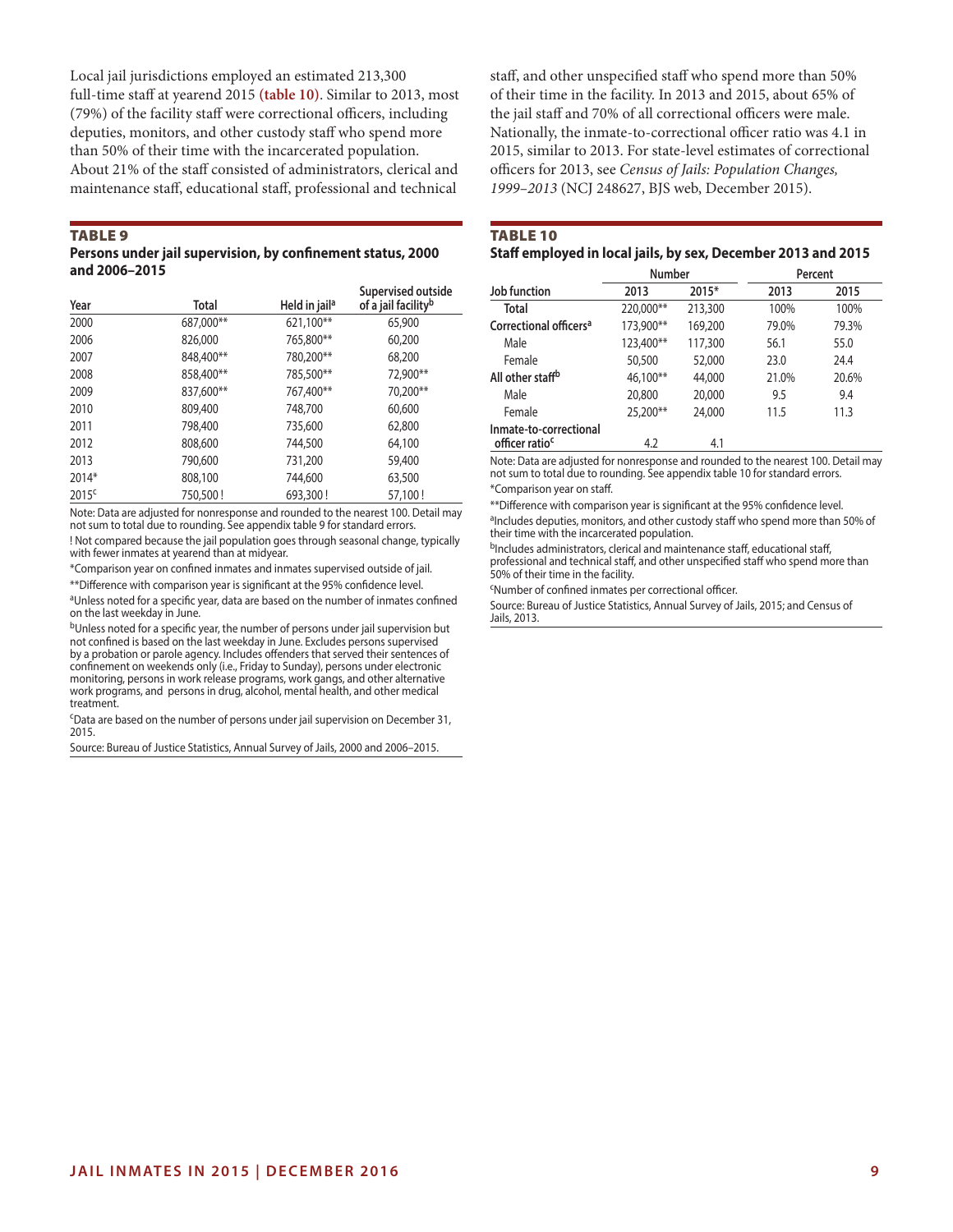Local jail jurisdictions employed an estimated 213,300 full-time staff at yearend 2015 **(table 10)**. Similar to 2013, most (79%) of the facility staff were correctional officers, including deputies, monitors, and other custody staff who spend more than 50% of their time with the incarcerated population. About 21% of the staff consisted of administrators, clerical and maintenance staff, educational staff, professional and technical staff, and other unspecified staff who spend more than 50% of their time in the facility. In 2013 and 2015, about 65% of the jail staff and 70% of all correctional officers were male. Nationally, the inmate-to-correctional officer ratio was 4.1 in 2015, similar to 2013. For state-level estimates of correctional officers for 2013, see *Census of Jails: Population Changes, 1999–2013* (NCJ 248627, BJS web, December 2015).

**TABLE 9**

**Persons under jail supervision, by confinement status, 2000 and 2006–2015**

| Year | Total | Held in jail[a] | Supervised outside of a jail facility[b] |
|---|---|---|---|
| 2000 | 687,000** | 621,100** | 65,900 |
| 2006 | 826,000 | 765,800** | 60,200 |
| 2007 | 848,400** | 780,200** | 68,200 |
| 2008 | 858,400** | 785,500** | 72,900** |
| 2009 | 837,600** | 767,400** | 70,200** |
| 2010 | 809,400 | 748,700 | 60,600 |
| 2011 | 798,400 | 735,600 | 62,800 |
| 2012 | 808,600 | 744,500 | 64,100 |
| 2013 | 790,600 | 731,200 | 59,400 |
| 2014* | 808,100 | 744,600 | 63,500 |
| 2015[c] | 750,500 ! | 693,300 ! | 57,100 ! |

Note: Data are adjusted for nonresponse and rounded to the nearest 100. Detail may not sum to total due to rounding. See appendix table 9 for standard errors.

! Not compared because the jail population goes through seasonal change, typically with fewer inmates at yearend than at midyear.

*Comparison year on confined inmates and inmates supervised outside of jail.

**Difference with comparison year is significant at the 95% confidence level.

[a]Unless noted for a specific year, data are based on the number of inmates confined on the last weekday in June.

[b]Unless noted for a specific year, the number of persons under jail supervision but not confined is based on the last weekday in June. Excludes persons supervised by a probation or parole agency. Includes offenders that served their sentences of confinement on weekends only (i.e., Friday to Sunday), persons under electronic monitoring, persons in work release programs, work gangs, and other alternative work programs, and persons in drug, alcohol, mental health, and other medical treatment.

[c]Data are based on the number of persons under jail supervision on December 31, 2015.

Source: Bureau of Justice Statistics, Annual Survey of Jails, 2000 and 2006–2015.

**TABLE 10**

**Staff employed in local jails, by sex, December 2013 and 2015**

| | Number | | Percent | |
|---|---|---|---|---|
| Job function | 2013 | 2015* | 2013 | 2015 |
| Total | 220,000** | 213,300 | 100% | 100% |
| Correctional officers[a] | 173,900** | 169,200 | 79.0% | 79.3% |
| Male | 123,400** | 117,300 | 56.1 | 55.0 |
| Female | 50,500 | 52,000 | 23.0 | 24.4 |
| All other staff[b] | 46,100** | 44,000 | 21.0% | 20.6% |
| Male | 20,800 | 20,000 | 9.5 | 9.4 |
| Female | 25,200** | 24,000 | 11.5 | 11.3 |
| Inmate-to-correctional officer ratio[c] | 4.2 | 4.1 | | |

Note: Data are adjusted for nonresponse and rounded to the nearest 100. Detail may not sum to total due to rounding. See appendix table 10 for standard errors.

*Comparison year on staff.

**Difference with comparison year is significant at the 95% confidence level.

[a]Includes deputies, monitors, and other custody staff who spend more than 50% of their time with the incarcerated population.

[b]Includes administrators, clerical and maintenance staff, educational staff, professional and technical staff, and other unspecified staff who spend more than 50% of their time in the facility.

[c]Number of confined inmates per correctional officer.

Source: Bureau of Justice Statistics, Annual Survey of Jails, 2015; and Census of Jails, 2013.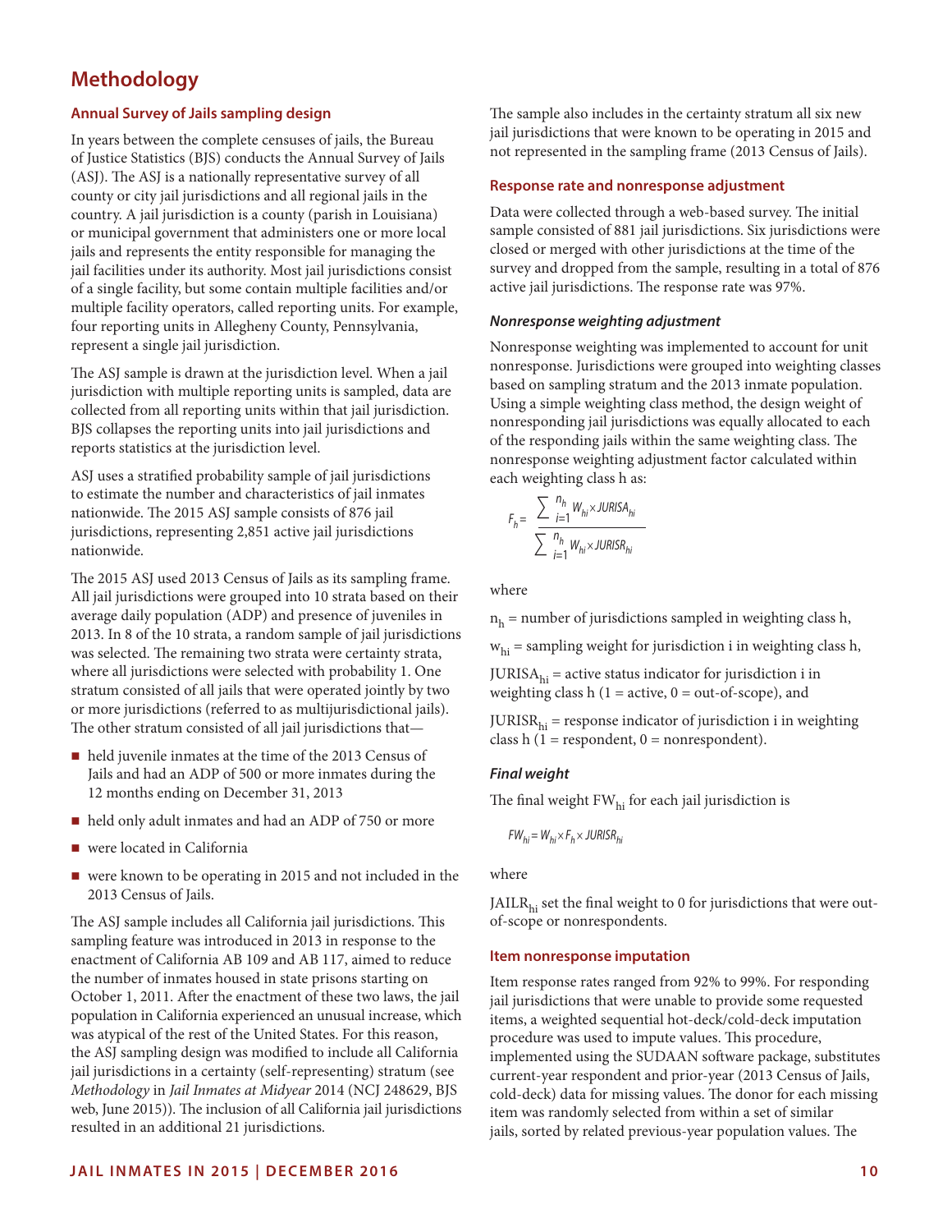## Methodology

### Annual Survey of Jails sampling design

In years between the complete censuses of jails, the Bureau of Justice Statistics (BJS) conducts the Annual Survey of Jails (ASJ). The ASJ is a nationally representative survey of all county or city jail jurisdictions and all regional jails in the country. A jail jurisdiction is a county (parish in Louisiana) or municipal government that administers one or more local jails and represents the entity responsible for managing the jail facilities under its authority. Most jail jurisdictions consist of a single facility, but some contain multiple facilities and/or multiple facility operators, called reporting units. For example, four reporting units in Allegheny County, Pennsylvania, represent a single jail jurisdiction.

The ASJ sample is drawn at the jurisdiction level. When a jail jurisdiction with multiple reporting units is sampled, data are collected from all reporting units within that jail jurisdiction. BJS collapses the reporting units into jail jurisdictions and reports statistics at the jurisdiction level.

ASJ uses a stratified probability sample of jail jurisdictions to estimate the number and characteristics of jail inmates nationwide. The 2015 ASJ sample consists of 876 jail jurisdictions, representing 2,851 active jail jurisdictions nationwide.

The 2015 ASJ used 2013 Census of Jails as its sampling frame. All jail jurisdictions were grouped into 10 strata based on their average daily population (ADP) and presence of juveniles in 2013. In 8 of the 10 strata, a random sample of jail jurisdictions was selected. The remaining two strata were certainty strata, where all jurisdictions were selected with probability 1. One stratum consisted of all jails that were operated jointly by two or more jurisdictions (referred to as multijurisdictional jails). The other stratum consisted of all jail jurisdictions that—

- held juvenile inmates at the time of the 2013 Census of Jails and had an ADP of 500 or more inmates during the 12 months ending on December 31, 2013
- held only adult inmates and had an ADP of 750 or more
- were located in California
- were known to be operating in 2015 and not included in the 2013 Census of Jails.

The ASJ sample includes all California jail jurisdictions. This sampling feature was introduced in 2013 in response to the enactment of California AB 109 and AB 117, aimed to reduce the number of inmates housed in state prisons starting on October 1, 2011. After the enactment of these two laws, the jail population in California experienced an unusual increase, which was atypical of the rest of the United States. For this reason, the ASJ sampling design was modified to include all California jail jurisdictions in a certainty (self-representing) stratum (see *Methodology* in *Jail Inmates at Midyear* 2014 (NCJ 248629, BJS web, June 2015)). The inclusion of all California jail jurisdictions resulted in an additional 21 jurisdictions.

The sample also includes in the certainty stratum all six new jail jurisdictions that were known to be operating in 2015 and not represented in the sampling frame (2013 Census of Jails).

### Response rate and nonresponse adjustment

Data were collected through a web-based survey. The initial sample consisted of 881 jail jurisdictions. Six jurisdictions were closed or merged with other jurisdictions at the time of the survey and dropped from the sample, resulting in a total of 876 active jail jurisdictions. The response rate was 97%.

#### *Nonresponse weighting adjustment*

Nonresponse weighting was implemented to account for unit nonresponse. Jurisdictions were grouped into weighting classes based on sampling stratum and the 2013 inmate population. Using a simple weighting class method, the design weight of nonresponding jail jurisdictions was equally allocated to each of the responding jails within the same weighting class. The nonresponse weighting adjustment factor calculated within each weighting class h as:

$$F_h = \frac{\sum_{i=1}^{n_h} W_{hi} \times JURISA_{hi}}{\sum_{i=1}^{n_h} W_{hi} \times JURISR_{hi}}$$

where

$n_h$ = number of jurisdictions sampled in weighting class h,

$w_{hi}$ = sampling weight for jurisdiction i in weighting class h,

$JURISA_{hi}$ = active status indicator for jurisdiction i in weighting class h (1 = active, 0 = out-of-scope), and

$JURISR_{hi}$ = response indicator of jurisdiction i in weighting class h (1 = respondent, 0 = nonrespondent).

#### *Final weight*

The final weight $FW_{hi}$ for each jail jurisdiction is

$$FW_{hi} = W_{hi} \times F_h \times JURISR_{hi}$$

where

$JAILR_{hi}$ set the final weight to 0 for jurisdictions that were out-of-scope or nonrespondents.

### Item nonresponse imputation

Item response rates ranged from 92% to 99%. For responding jail jurisdictions that were unable to provide some requested items, a weighted sequential hot-deck/cold-deck imputation procedure was used to impute values. This procedure, implemented using the SUDAAN software package, substitutes current-year respondent and prior-year (2013 Census of Jails, cold-deck) data for missing values. The donor for each missing item was randomly selected from within a set of similar jails, sorted by related previous-year population values. The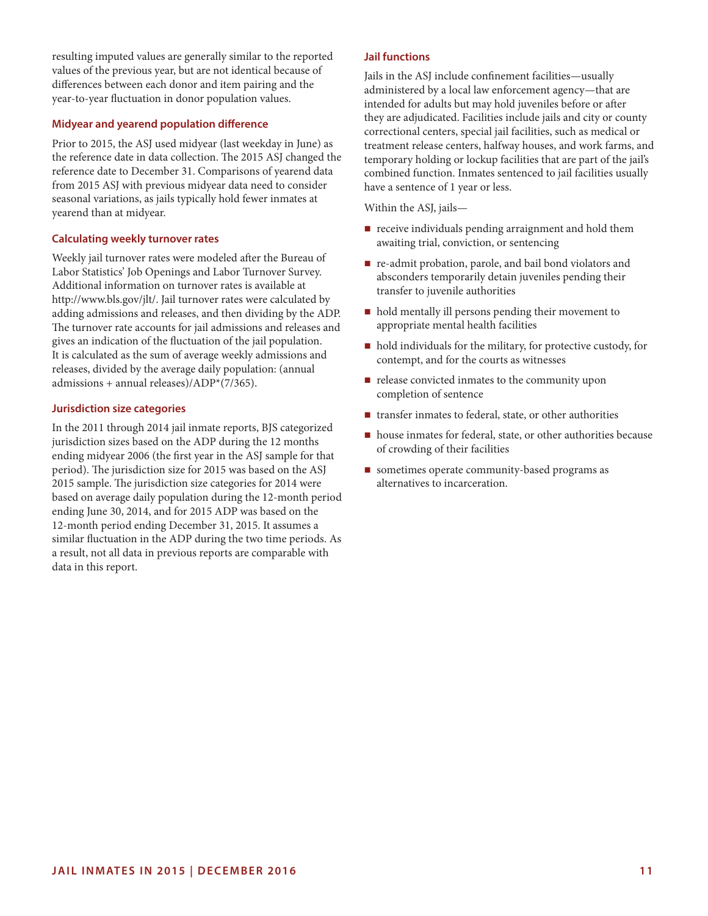resulting imputed values are generally similar to the reported values of the previous year, but are not identical because of differences between each donor and item pairing and the year-to-year fluctuation in donor population values.

### Midyear and yearend population difference

Prior to 2015, the ASJ used midyear (last weekday in June) as the reference date in data collection. The 2015 ASJ changed the reference date to December 31. Comparisons of yearend data from 2015 ASJ with previous midyear data need to consider seasonal variations, as jails typically hold fewer inmates at yearend than at midyear.

### Calculating weekly turnover rates

Weekly jail turnover rates were modeled after the Bureau of Labor Statistics' Job Openings and Labor Turnover Survey. Additional information on turnover rates is available at http://www.bls.gov/jlt/. Jail turnover rates were calculated by adding admissions and releases, and then dividing by the ADP. The turnover rate accounts for jail admissions and releases and gives an indication of the fluctuation of the jail population. It is calculated as the sum of average weekly admissions and releases, divided by the average daily population: (annual admissions + annual releases)/ADP*(7/365).

### Jurisdiction size categories

In the 2011 through 2014 jail inmate reports, BJS categorized jurisdiction sizes based on the ADP during the 12 months ending midyear 2006 (the first year in the ASJ sample for that period). The jurisdiction size for 2015 was based on the ASJ 2015 sample. The jurisdiction size categories for 2014 were based on average daily population during the 12-month period ending June 30, 2014, and for 2015 ADP was based on the 12-month period ending December 31, 2015. It assumes a similar fluctuation in the ADP during the two time periods. As a result, not all data in previous reports are comparable with data in this report.

### Jail functions

Jails in the ASJ include confinement facilities—usually administered by a local law enforcement agency—that are intended for adults but may hold juveniles before or after they are adjudicated. Facilities include jails and city or county correctional centers, special jail facilities, such as medical or treatment release centers, halfway houses, and work farms, and temporary holding or lockup facilities that are part of the jail's combined function. Inmates sentenced to jail facilities usually have a sentence of 1 year or less.

Within the ASJ, jails—

- receive individuals pending arraignment and hold them awaiting trial, conviction, or sentencing
- re-admit probation, parole, and bail bond violators and absconders temporarily detain juveniles pending their transfer to juvenile authorities
- hold mentally ill persons pending their movement to appropriate mental health facilities
- hold individuals for the military, for protective custody, for contempt, and for the courts as witnesses
- release convicted inmates to the community upon completion of sentence
- transfer inmates to federal, state, or other authorities
- house inmates for federal, state, or other authorities because of crowding of their facilities
- sometimes operate community-based programs as alternatives to incarceration.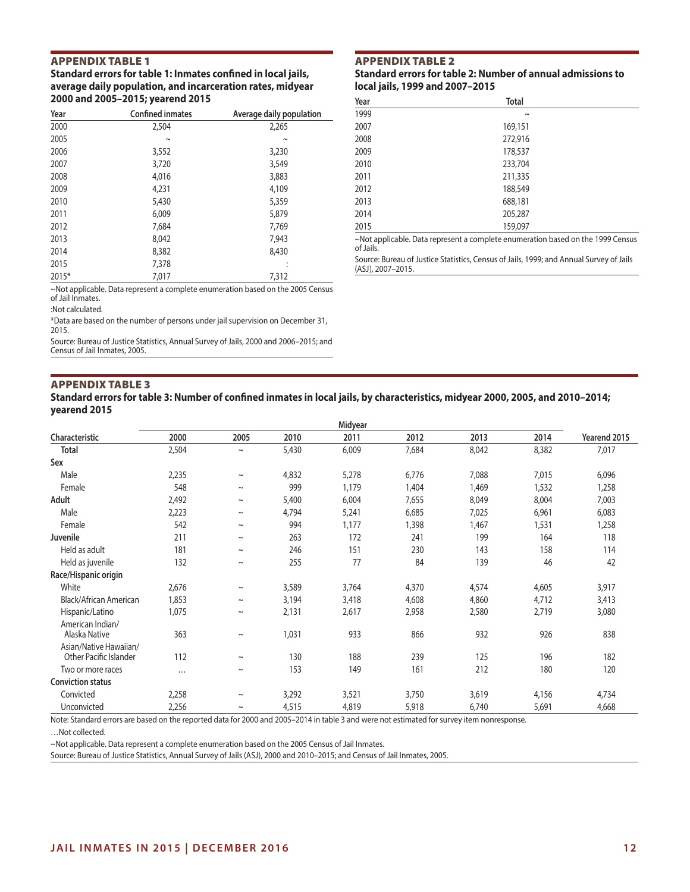## APPENDIX TABLE 1

**Standard errors for table 1: Inmates confined in local jails, average daily population, and incarceration rates, midyear 2000 and 2005–2015; yearend 2015**

| Year | Confined inmates | Average daily population |
|---|---|---|
| 2000 | 2,504 | 2,265 |
| 2005 | ~ | ~ |
| 2006 | 3,552 | 3,230 |
| 2007 | 3,720 | 3,549 |
| 2008 | 4,016 | 3,883 |
| 2009 | 4,231 | 4,109 |
| 2010 | 5,430 | 5,359 |
| 2011 | 6,009 | 5,879 |
| 2012 | 7,684 | 7,769 |
| 2013 | 8,042 | 7,943 |
| 2014 | 8,382 | 8,430 |
| 2015 | 7,378 | : |
| 2015* | 7,017 | 7,312 |

~Not applicable. Data represent a complete enumeration based on the 2005 Census of Jail Inmates.

:Not calculated.

*Data are based on the number of persons under jail supervision on December 31, 2015.

Source: Bureau of Justice Statistics, Annual Survey of Jails, 2000 and 2006–2015; and Census of Jail Inmates, 2005.

## APPENDIX TABLE 2

**Standard errors for table 2: Number of annual admissions to local jails, 1999 and 2007–2015**

| Year | Total |
|---|---|
| 1999 | ~ |
| 2007 | 169,151 |
| 2008 | 272,916 |
| 2009 | 178,537 |
| 2010 | 233,704 |
| 2011 | 211,335 |
| 2012 | 188,549 |
| 2013 | 688,181 |
| 2014 | 205,287 |
| 2015 | 159,097 |

~Not applicable. Data represent a complete enumeration based on the 1999 Census of Jails.

Source: Bureau of Justice Statistics, Census of Jails, 1999; and Annual Survey of Jails (ASJ), 2007–2015.

## APPENDIX TABLE 3

**Standard errors for table 3: Number of confined inmates in local jails, by characteristics, midyear 2000, 2005, and 2010–2014; yearend 2015**

| | Midyear | | | | | | | |
|---|---|---|---|---|---|---|---|---|
| Characteristic | 2000 | 2005 | 2010 | 2011 | 2012 | 2013 | 2014 | Yearend 2015 |
| **Total** | 2,504 | ~ | 5,430 | 6,009 | 7,684 | 8,042 | 8,382 | 7,017 |
| **Sex** | | | | | | | | |
| Male | 2,235 | ~ | 4,832 | 5,278 | 6,776 | 7,088 | 7,015 | 6,096 |
| Female | 548 | ~ | 999 | 1,179 | 1,404 | 1,469 | 1,532 | 1,258 |
| **Adult** | 2,492 | ~ | 5,400 | 6,004 | 7,655 | 8,049 | 8,004 | 7,003 |
| Male | 2,223 | ~ | 4,794 | 5,241 | 6,685 | 7,025 | 6,961 | 6,083 |
| Female | 542 | ~ | 994 | 1,177 | 1,398 | 1,467 | 1,531 | 1,258 |
| **Juvenile** | 211 | ~ | 263 | 172 | 241 | 199 | 164 | 118 |
| Held as adult | 181 | ~ | 246 | 151 | 230 | 143 | 158 | 114 |
| Held as juvenile | 132 | ~ | 255 | 77 | 84 | 139 | 46 | 42 |
| **Race/Hispanic origin** | | | | | | | | |
| White | 2,676 | ~ | 3,589 | 3,764 | 4,370 | 4,574 | 4,605 | 3,917 |
| Black/African American | 1,853 | ~ | 3,194 | 3,418 | 4,608 | 4,860 | 4,712 | 3,413 |
| Hispanic/Latino | 1,075 | ~ | 2,131 | 2,617 | 2,958 | 2,580 | 2,719 | 3,080 |
| American Indian/ Alaska Native | 363 | ~ | 1,031 | 933 | 866 | 932 | 926 | 838 |
| Asian/Native Hawaiian/ Other Pacific Islander | 112 | ~ | 130 | 188 | 239 | 125 | 196 | 182 |
| Two or more races | … | ~ | 153 | 149 | 161 | 212 | 180 | 120 |
| **Conviction status** | | | | | | | | |
| Convicted | 2,258 | ~ | 3,292 | 3,521 | 3,750 | 3,619 | 4,156 | 4,734 |
| Unconvicted | 2,256 | ~ | 4,515 | 4,819 | 5,918 | 6,740 | 5,691 | 4,668 |

Note: Standard errors are based on the reported data for 2000 and 2005–2014 in table 3 and were not estimated for survey item nonresponse.

…Not collected.

~Not applicable. Data represent a complete enumeration based on the 2005 Census of Jail Inmates.

Source: Bureau of Justice Statistics, Annual Survey of Jails (ASJ), 2000 and 2010–2015; and Census of Jail Inmates, 2005.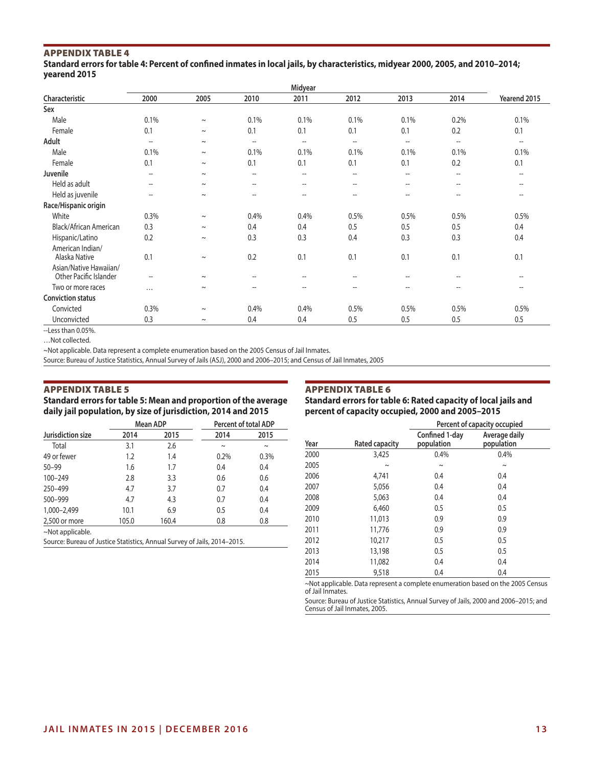## APPENDIX TABLE 4

**Standard errors for table 4: Percent of confined inmates in local jails, by characteristics, midyear 2000, 2005, and 2010–2014; yearend 2015**

| | Midyear | | | | | | | |
|---|---|---|---|---|---|---|---|---|
| Characteristic | 2000 | 2005 | 2010 | 2011 | 2012 | 2013 | 2014 | Yearend 2015 |
| **Sex** | | | | | | | | |
| Male | 0.1% | ~ | 0.1% | 0.1% | 0.1% | 0.1% | 0.2% | 0.1% |
| Female | 0.1 | ~ | 0.1 | 0.1 | 0.1 | 0.1 | 0.2 | 0.1 |
| **Adult** | -- | ~ | -- | -- | -- | -- | -- | -- |
| Male | 0.1% | ~ | 0.1% | 0.1% | 0.1% | 0.1% | 0.1% | 0.1% |
| Female | 0.1 | ~ | 0.1 | 0.1 | 0.1 | 0.1 | 0.2 | 0.1 |
| **Juvenile** | -- | ~ | -- | -- | -- | -- | -- | -- |
| Held as adult | -- | ~ | -- | -- | -- | -- | -- | -- |
| Held as juvenile | -- | ~ | -- | -- | -- | -- | -- | -- |
| **Race/Hispanic origin** | | | | | | | | |
| White | 0.3% | ~ | 0.4% | 0.4% | 0.5% | 0.5% | 0.5% | 0.5% |
| Black/African American | 0.3 | ~ | 0.4 | 0.4 | 0.5 | 0.5 | 0.5 | 0.4 |
| Hispanic/Latino | 0.2 | ~ | 0.3 | 0.3 | 0.4 | 0.3 | 0.3 | 0.4 |
| American Indian/ Alaska Native | 0.1 | ~ | 0.2 | 0.1 | 0.1 | 0.1 | 0.1 | 0.1 |
| Asian/Native Hawaiian/ Other Pacific Islander | -- | ~ | -- | -- | -- | -- | -- | -- |
| Two or more races | … | ~ | -- | -- | -- | -- | -- | -- |
| **Conviction status** | | | | | | | | |
| Convicted | 0.3% | ~ | 0.4% | 0.4% | 0.5% | 0.5% | 0.5% | 0.5% |
| Unconvicted | 0.3 | ~ | 0.4 | 0.4 | 0.5 | 0.5 | 0.5 | 0.5 |

--Less than 0.05%.

…Not collected.

~Not applicable. Data represent a complete enumeration based on the 2005 Census of Jail Inmates.

Source: Bureau of Justice Statistics, Annual Survey of Jails (ASJ), 2000 and 2006–2015; and Census of Jail Inmates, 2005

## APPENDIX TABLE 5

**Standard errors for table 5: Mean and proportion of the average daily jail population, by size of jurisdiction, 2014 and 2015**

| | Mean ADP | | Percent of total ADP | |
|---|---|---|---|---|
| Jurisdiction size | 2014 | 2015 | 2014 | 2015 |
| Total | 3.1 | 2.6 | ~ | ~ |
| 49 or fewer | 1.2 | 1.4 | 0.2% | 0.3% |
| 50–99 | 1.6 | 1.7 | 0.4 | 0.4 |
| 100–249 | 2.8 | 3.3 | 0.6 | 0.6 |
| 250–499 | 4.7 | 3.7 | 0.7 | 0.4 |
| 500–999 | 4.7 | 4.3 | 0.7 | 0.4 |
| 1,000–2,499 | 10.1 | 6.9 | 0.5 | 0.4 |
| 2,500 or more | 105.0 | 160.4 | 0.8 | 0.8 |

~Not applicable.

Source: Bureau of Justice Statistics, Annual Survey of Jails, 2014–2015.

## APPENDIX TABLE 6

**Standard errors for table 6: Rated capacity of local jails and percent of capacity occupied, 2000 and 2005–2015**

| | | Percent of capacity occupied | |
|---|---|---|---|
| Year | Rated capacity | Confined 1-day population | Average daily population |
| 2000 | 3,425 | 0.4% | 0.4% |
| 2005 | ~ | ~ | ~ |
| 2006 | 4,741 | 0.4 | 0.4 |
| 2007 | 5,056 | 0.4 | 0.4 |
| 2008 | 5,063 | 0.4 | 0.4 |
| 2009 | 6,460 | 0.5 | 0.5 |
| 2010 | 11,013 | 0.9 | 0.9 |
| 2011 | 11,776 | 0.9 | 0.9 |
| 2012 | 10,217 | 0.5 | 0.5 |
| 2013 | 13,198 | 0.5 | 0.5 |
| 2014 | 11,082 | 0.4 | 0.4 |
| 2015 | 9,518 | 0.4 | 0.4 |

~Not applicable. Data represent a complete enumeration based on the 2005 Census of Jail Inmates.

Source: Bureau of Justice Statistics, Annual Survey of Jails, 2000 and 2006–2015; and Census of Jail Inmates, 2005.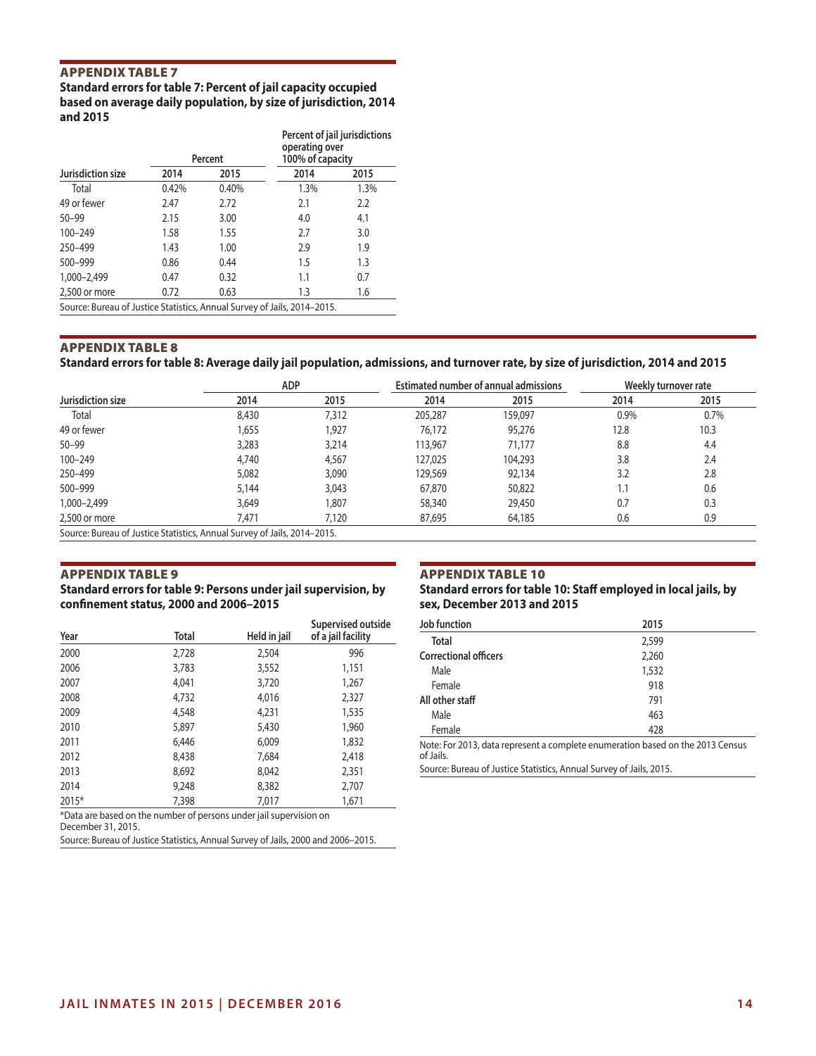## APPENDIX TABLE 7

**Standard errors for table 7: Percent of jail capacity occupied based on average daily population, by size of jurisdiction, 2014 and 2015**

| | Percent | | Percent of jail jurisdictions operating over 100% of capacity | |
|---|---|---|---|---|
| Jurisdiction size | 2014 | 2015 | 2014 | 2015 |
| Total | 0.42% | 0.40% | 1.3% | 1.3% |
| 49 or fewer | 2.47 | 2.72 | 2.1 | 2.2 |
| 50–99 | 2.15 | 3.00 | 4.0 | 4.1 |
| 100–249 | 1.58 | 1.55 | 2.7 | 3.0 |
| 250–499 | 1.43 | 1.00 | 2.9 | 1.9 |
| 500–999 | 0.86 | 0.44 | 1.5 | 1.3 |
| 1,000–2,499 | 0.47 | 0.32 | 1.1 | 0.7 |
| 2,500 or more | 0.72 | 0.63 | 1.3 | 1.6 |

Source: Bureau of Justice Statistics, Annual Survey of Jails, 2014–2015.

## APPENDIX TABLE 8

**Standard errors for table 8: Average daily jail population, admissions, and turnover rate, by size of jurisdiction, 2014 and 2015**

| | ADP | | Estimated number of annual admissions | | Weekly turnover rate | |
|---|---|---|---|---|---|---|
| Jurisdiction size | 2014 | 2015 | 2014 | 2015 | 2014 | 2015 |
| Total | 8,430 | 7,312 | 205,287 | 159,097 | 0.9% | 0.7% |
| 49 or fewer | 1,655 | 1,927 | 76,172 | 95,276 | 12.8 | 10.3 |
| 50–99 | 3,283 | 3,214 | 113,967 | 71,177 | 8.8 | 4.4 |
| 100–249 | 4,740 | 4,567 | 127,025 | 104,293 | 3.8 | 2.4 |
| 250–499 | 5,082 | 3,090 | 129,569 | 92,134 | 3.2 | 2.8 |
| 500–999 | 5,144 | 3,043 | 67,870 | 50,822 | 1.1 | 0.6 |
| 1,000–2,499 | 3,649 | 1,807 | 58,340 | 29,450 | 0.7 | 0.3 |
| 2,500 or more | 7,471 | 7,120 | 87,695 | 64,185 | 0.6 | 0.9 |

Source: Bureau of Justice Statistics, Annual Survey of Jails, 2014–2015.

## APPENDIX TABLE 9

**Standard errors for table 9: Persons under jail supervision, by confinement status, 2000 and 2006–2015**

| Year | Total | Held in jail | Supervised outside of a jail facility |
|---|---|---|---|
| 2000 | 2,728 | 2,504 | 996 |
| 2006 | 3,783 | 3,552 | 1,151 |
| 2007 | 4,041 | 3,720 | 1,267 |
| 2008 | 4,732 | 4,016 | 2,327 |
| 2009 | 4,548 | 4,231 | 1,535 |
| 2010 | 5,897 | 5,430 | 1,960 |
| 2011 | 6,446 | 6,009 | 1,832 |
| 2012 | 8,438 | 7,684 | 2,418 |
| 2013 | 8,692 | 8,042 | 2,351 |
| 2014 | 9,248 | 8,382 | 2,707 |
| 2015* | 7,398 | 7,017 | 1,671 |

*Data are based on the number of persons under jail supervision on December 31, 2015.

Source: Bureau of Justice Statistics, Annual Survey of Jails, 2000 and 2006–2015.

## APPENDIX TABLE 10

**Standard errors for table 10: Staff employed in local jails, by sex, December 2013 and 2015**

| Job function | 2015 |
|---|---|
| **Total** | 2,599 |
| **Correctional officers** | 2,260 |
| Male | 1,532 |
| Female | 918 |
| **All other staff** | 791 |
| Male | 463 |
| Female | 428 |

Note: For 2013, data represent a complete enumeration based on the 2013 Census of Jails.

Source: Bureau of Justice Statistics, Annual Survey of Jails, 2015.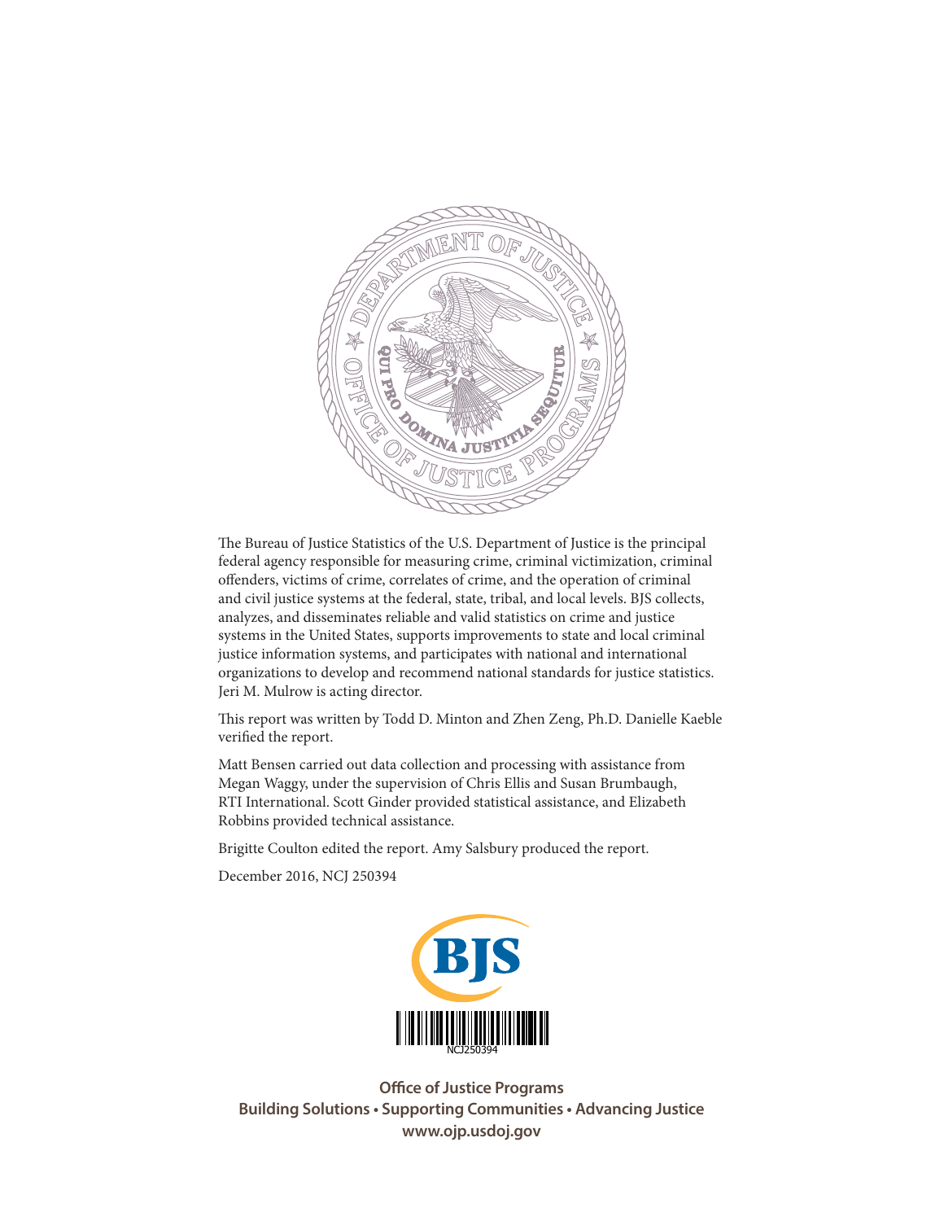The Bureau of Justice Statistics of the U.S. Department of Justice is the principal federal agency responsible for measuring crime, criminal victimization, criminal offenders, victims of crime, correlates of crime, and the operation of criminal and civil justice systems at the federal, state, tribal, and local levels. BJS collects, analyzes, and disseminates reliable and valid statistics on crime and justice systems in the United States, supports improvements to state and local criminal justice information systems, and participates with national and international organizations to develop and recommend national standards for justice statistics. Jeri M. Mulrow is acting director.

This report was written by Todd D. Minton and Zhen Zeng, Ph.D. Danielle Kaeble verified the report.

Matt Bensen carried out data collection and processing with assistance from Megan Waggy, under the supervision of Chris Ellis and Susan Brumbaugh, RTI International. Scott Ginder provided statistical assistance, and Elizabeth Robbins provided technical assistance.

Brigitte Coulton edited the report. Amy Salsbury produced the report.

December 2016, NCJ 250394

NCJ250394

**Office of Justice Programs**
**Building Solutions • Supporting Communities • Advancing Justice**
**www.ojp.usdoj.gov**